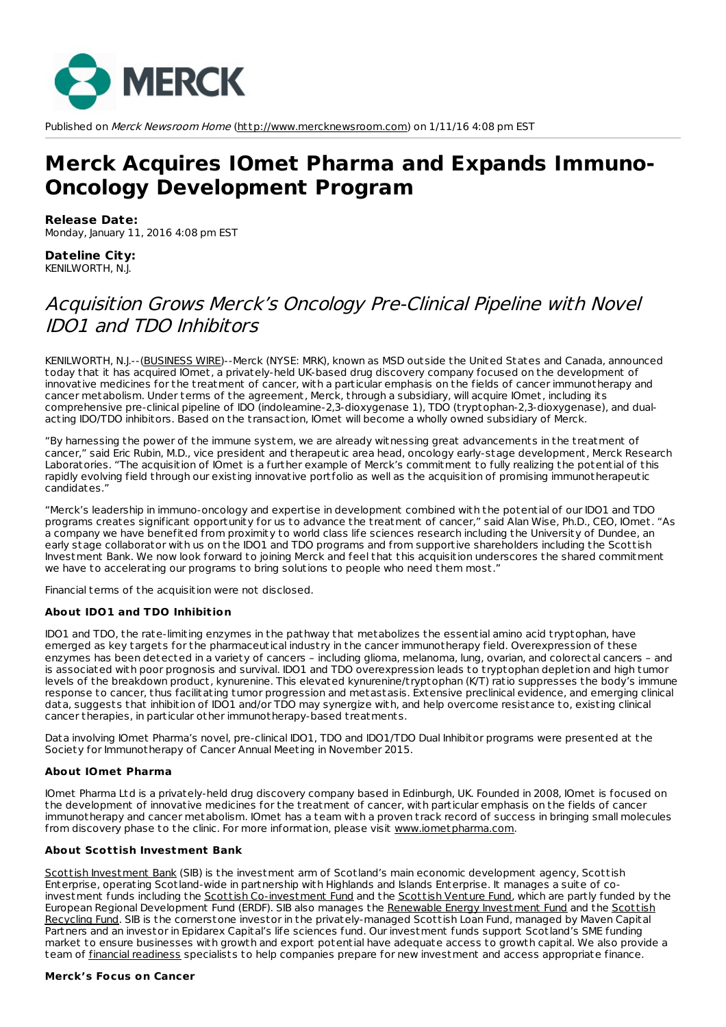MERCK

Published on *Merck Newsroom Home* (http://www.mercknewsroom.com) on 1/11/16 4:08 pm EST

# Merck Acquires IOmet Pharma and Expands Immuno-Oncology Development Program

**Release Date:**
Monday, January 11, 2016 4:08 pm EST

**Dateline City:**
KENILWORTH, N.J.

## *Acquisition Grows Merck's Oncology Pre-Clinical Pipeline with Novel IDO1 and TDO Inhibitors*

KENILWORTH, N.J.--(BUSINESS WIRE)--Merck (NYSE: MRK), known as MSD outside the United States and Canada, announced today that it has acquired IOmet, a privately-held UK-based drug discovery company focused on the development of innovative medicines for the treatment of cancer, with a particular emphasis on the fields of cancer immunotherapy and cancer metabolism. Under terms of the agreement, Merck, through a subsidiary, will acquire IOmet, including its comprehensive pre-clinical pipeline of IDO (indoleamine-2,3-dioxygenase 1), TDO (tryptophan-2,3-dioxygenase), and dual-acting IDO/TDO inhibitors. Based on the transaction, IOmet will become a wholly owned subsidiary of Merck.

"By harnessing the power of the immune system, we are already witnessing great advancements in the treatment of cancer," said Eric Rubin, M.D., vice president and therapeutic area head, oncology early-stage development, Merck Research Laboratories. "The acquisition of IOmet is a further example of Merck's commitment to fully realizing the potential of this rapidly evolving field through our existing innovative portfolio as well as the acquisition of promising immunotherapeutic candidates."

"Merck's leadership in immuno-oncology and expertise in development combined with the potential of our IDO1 and TDO programs creates significant opportunity for us to advance the treatment of cancer," said Alan Wise, Ph.D., CEO, IOmet. "As a company we have benefited from proximity to world class life sciences research including the University of Dundee, an early stage collaborator with us on the IDO1 and TDO programs and from supportive shareholders including the Scottish Investment Bank. We now look forward to joining Merck and feel that this acquisition underscores the shared commitment we have to accelerating our programs to bring solutions to people who need them most."

Financial terms of the acquisition were not disclosed.

### About IDO1 and TDO Inhibition

IDO1 and TDO, the rate-limiting enzymes in the pathway that metabolizes the essential amino acid tryptophan, have emerged as key targets for the pharmaceutical industry in the cancer immunotherapy field. Overexpression of these enzymes has been detected in a variety of cancers – including glioma, melanoma, lung, ovarian, and colorectal cancers – and is associated with poor prognosis and survival. IDO1 and TDO overexpression leads to tryptophan depletion and high tumor levels of the breakdown product, kynurenine. This elevated kynurenine/tryptophan (K/T) ratio suppresses the body's immune response to cancer, thus facilitating tumor progression and metastasis. Extensive preclinical evidence, and emerging clinical data, suggests that inhibition of IDO1 and/or TDO may synergize with, and help overcome resistance to, existing clinical cancer therapies, in particular other immunotherapy-based treatments.

Data involving IOmet Pharma's novel, pre-clinical IDO1, TDO and IDO1/TDO Dual Inhibitor programs were presented at the Society for Immunotherapy of Cancer Annual Meeting in November 2015.

### About IOmet Pharma

IOmet Pharma Ltd is a privately-held drug discovery company based in Edinburgh, UK. Founded in 2008, IOmet is focused on the development of innovative medicines for the treatment of cancer, with particular emphasis on the fields of cancer immunotherapy and cancer metabolism. IOmet has a team with a proven track record of success in bringing small molecules from discovery phase to the clinic. For more information, please visit www.iometpharma.com.

### About Scottish Investment Bank

Scottish Investment Bank (SIB) is the investment arm of Scotland's main economic development agency, Scottish Enterprise, operating Scotland-wide in partnership with Highlands and Islands Enterprise. It manages a suite of co-investment funds including the Scottish Co-investment Fund and the Scottish Venture Fund, which are partly funded by the European Regional Development Fund (ERDF). SIB also manages the Renewable Energy Investment Fund and the Scottish Recycling Fund. SIB is the cornerstone investor in the privately-managed Scottish Loan Fund, managed by Maven Capital Partners and an investor in Epidarex Capital's life sciences fund. Our investment funds support Scotland's SME funding market to ensure businesses with growth and export potential have adequate access to growth capital. We also provide a team of financial readiness specialists to help companies prepare for new investment and access appropriate finance.

### Merck's Focus on Cancer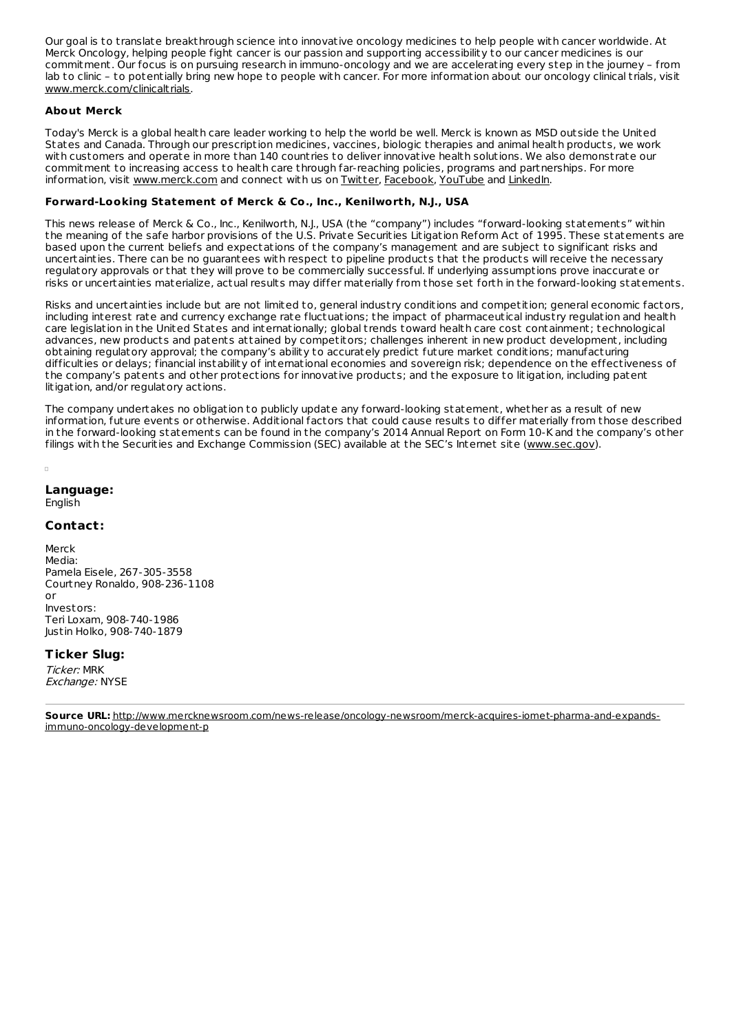Our goal is to translate breakthrough science into innovative oncology medicines to help people with cancer worldwide. At Merck Oncology, helping people fight cancer is our passion and supporting accessibility to our cancer medicines is our commitment. Our focus is on pursuing research in immuno-oncology and we are accelerating every step in the journey – from lab to clinic – to potentially bring new hope to people with cancer. For more information about our oncology clinical trials, visit www.merck.com/clinicaltrials.

**About Merck**

Today's Merck is a global health care leader working to help the world be well. Merck is known as MSD outside the United States and Canada. Through our prescription medicines, vaccines, biologic therapies and animal health products, we work with customers and operate in more than 140 countries to deliver innovative health solutions. We also demonstrate our commitment to increasing access to health care through far-reaching policies, programs and partnerships. For more information, visit www.merck.com and connect with us on Twitter, Facebook, YouTube and LinkedIn.

**Forward-Looking Statement of Merck & Co., Inc., Kenilworth, N.J., USA**

This news release of Merck & Co., Inc., Kenilworth, N.J., USA (the "company") includes "forward-looking statements" within the meaning of the safe harbor provisions of the U.S. Private Securities Litigation Reform Act of 1995. These statements are based upon the current beliefs and expectations of the company's management and are subject to significant risks and uncertainties. There can be no guarantees with respect to pipeline products that the products will receive the necessary regulatory approvals or that they will prove to be commercially successful. If underlying assumptions prove inaccurate or risks or uncertainties materialize, actual results may differ materially from those set forth in the forward-looking statements.

Risks and uncertainties include but are not limited to, general industry conditions and competition; general economic factors, including interest rate and currency exchange rate fluctuations; the impact of pharmaceutical industry regulation and health care legislation in the United States and internationally; global trends toward health care cost containment; technological advances, new products and patents attained by competitors; challenges inherent in new product development, including obtaining regulatory approval; the company's ability to accurately predict future market conditions; manufacturing difficulties or delays; financial instability of international economies and sovereign risk; dependence on the effectiveness of the company's patents and other protections for innovative products; and the exposure to litigation, including patent litigation, and/or regulatory actions.

The company undertakes no obligation to publicly update any forward-looking statement, whether as a result of new information, future events or otherwise. Additional factors that could cause results to differ materially from those described in the forward-looking statements can be found in the company's 2014 Annual Report on Form 10-K and the company's other filings with the Securities and Exchange Commission (SEC) available at the SEC's Internet site (www.sec.gov).

## Language:

English

## Contact:

Merck
Media:
Pamela Eisele, 267-305-3558
Courtney Ronaldo, 908-236-1108
or
Investors:
Teri Loxam, 908-740-1986
Justin Holko, 908-740-1879

## Ticker Slug:

*Ticker:* MRK
*Exchange:* NYSE

---

**Source URL:** http://www.mercknewsroom.com/news-release/oncology-newsroom/merck-acquires-iomet-pharma-and-expands-immuno-oncology-development-p